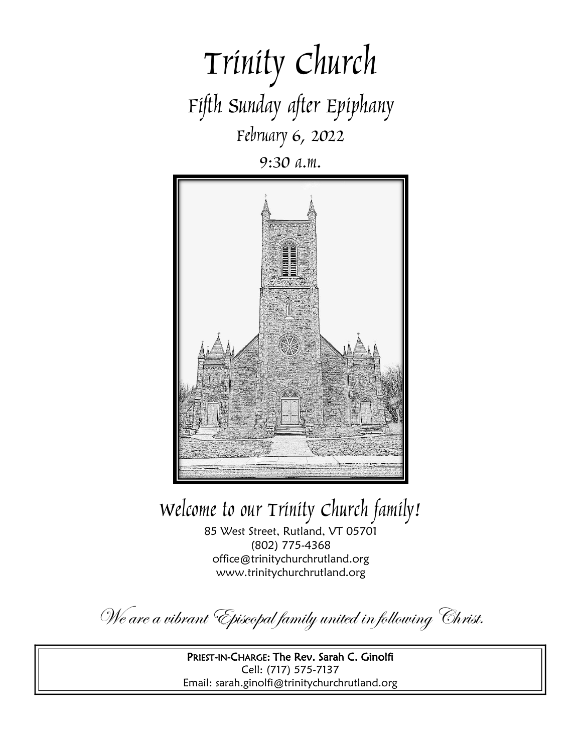# Trinity Church

## Fifth Sunday after Epiphany

February 6, 2022

9:30 a.m.

## Welcome to our Trinity Church family!

85 West Street, Rutland, VT 05701
(802) 775-4368
office@trinitychurchrutland.org
www.trinitychurchrutland.org

*We are a vibrant Episcopal family united in following Christ.*

**PRIEST-IN-CHARGE: The Rev. Sarah C. Ginolfi**
Cell: (717) 575-7137
Email: sarah.ginolfi@trinitychurchrutland.org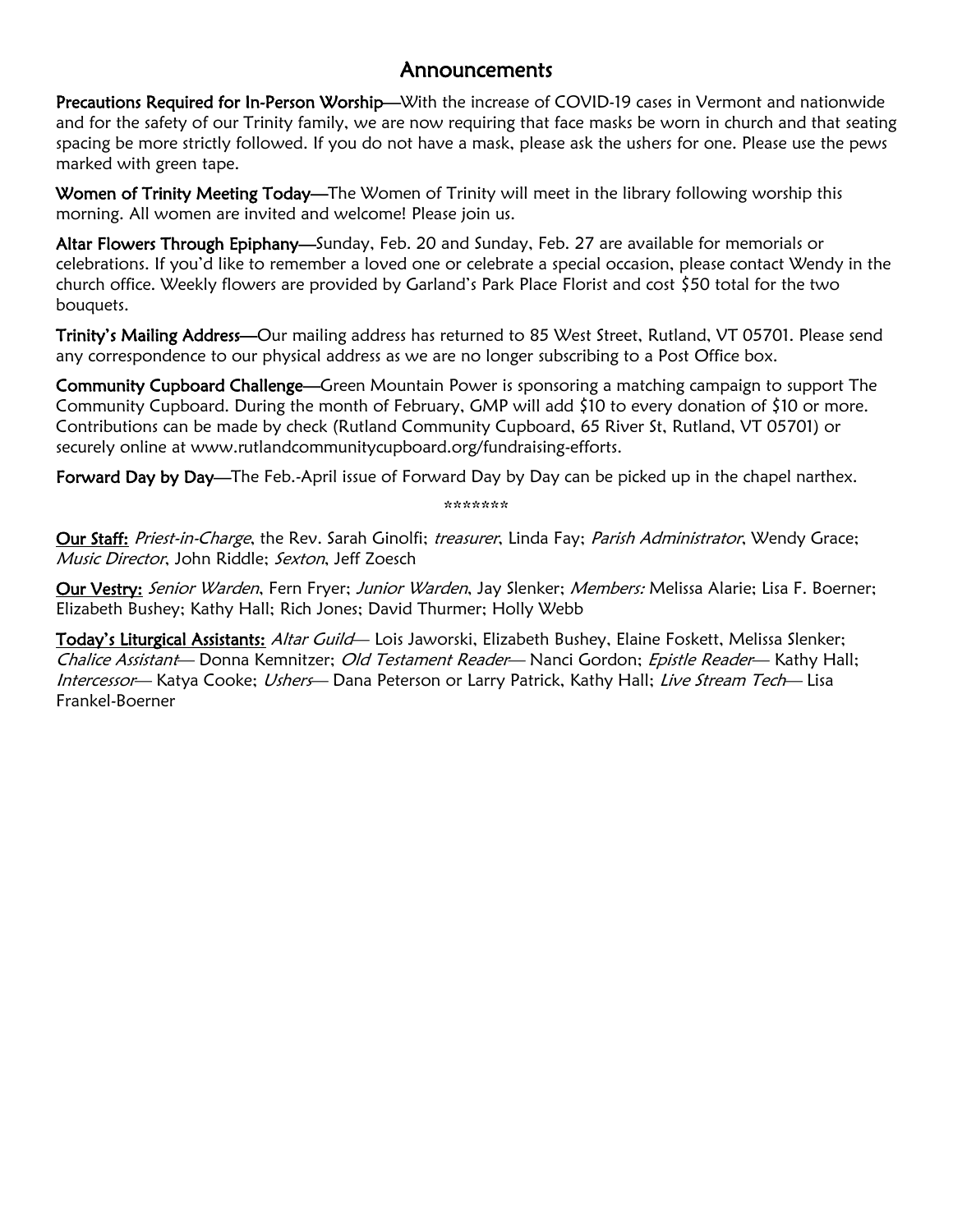# Announcements

**Precautions Required for In-Person Worship**—With the increase of COVID-19 cases in Vermont and nationwide and for the safety of our Trinity family, we are now requiring that face masks be worn in church and that seating spacing be more strictly followed. If you do not have a mask, please ask the ushers for one. Please use the pews marked with green tape.

**Women of Trinity Meeting Today**—The Women of Trinity will meet in the library following worship this morning. All women are invited and welcome! Please join us.

**Altar Flowers Through Epiphany**—Sunday, Feb. 20 and Sunday, Feb. 27 are available for memorials or celebrations. If you'd like to remember a loved one or celebrate a special occasion, please contact Wendy in the church office. Weekly flowers are provided by Garland's Park Place Florist and cost $50 total for the two bouquets.

**Trinity's Mailing Address**—Our mailing address has returned to 85 West Street, Rutland, VT 05701. Please send any correspondence to our physical address as we are no longer subscribing to a Post Office box.

**Community Cupboard Challenge**—Green Mountain Power is sponsoring a matching campaign to support The Community Cupboard. During the month of February, GMP will add $10 to every donation of $10 or more. Contributions can be made by check (Rutland Community Cupboard, 65 River St, Rutland, VT 05701) or securely online at www.rutlandcommunitycupboard.org/fundraising-efforts.

**Forward Day by Day**—The Feb.-April issue of Forward Day by Day can be picked up in the chapel narthex.

*******

**Our Staff:** *Priest-in-Charge*, the Rev. Sarah Ginolfi; *treasurer*, Linda Fay; *Parish Administrator*, Wendy Grace; *Music Director*, John Riddle; *Sexton*, Jeff Zoesch

**Our Vestry:** *Senior Warden*, Fern Fryer; *Junior Warden*, Jay Slenker; *Members:* Melissa Alarie; Lisa F. Boerner; Elizabeth Bushey; Kathy Hall; Rich Jones; David Thurmer; Holly Webb

**Today's Liturgical Assistants:** *Altar Guild*— Lois Jaworski, Elizabeth Bushey, Elaine Foskett, Melissa Slenker; *Chalice Assistant*— Donna Kemnitzer; *Old Testament Reader*— Nanci Gordon; *Epistle Reader*— Kathy Hall; *Intercessor*— Katya Cooke; *Ushers*— Dana Peterson or Larry Patrick, Kathy Hall; *Live Stream Tech*— Lisa Frankel-Boerner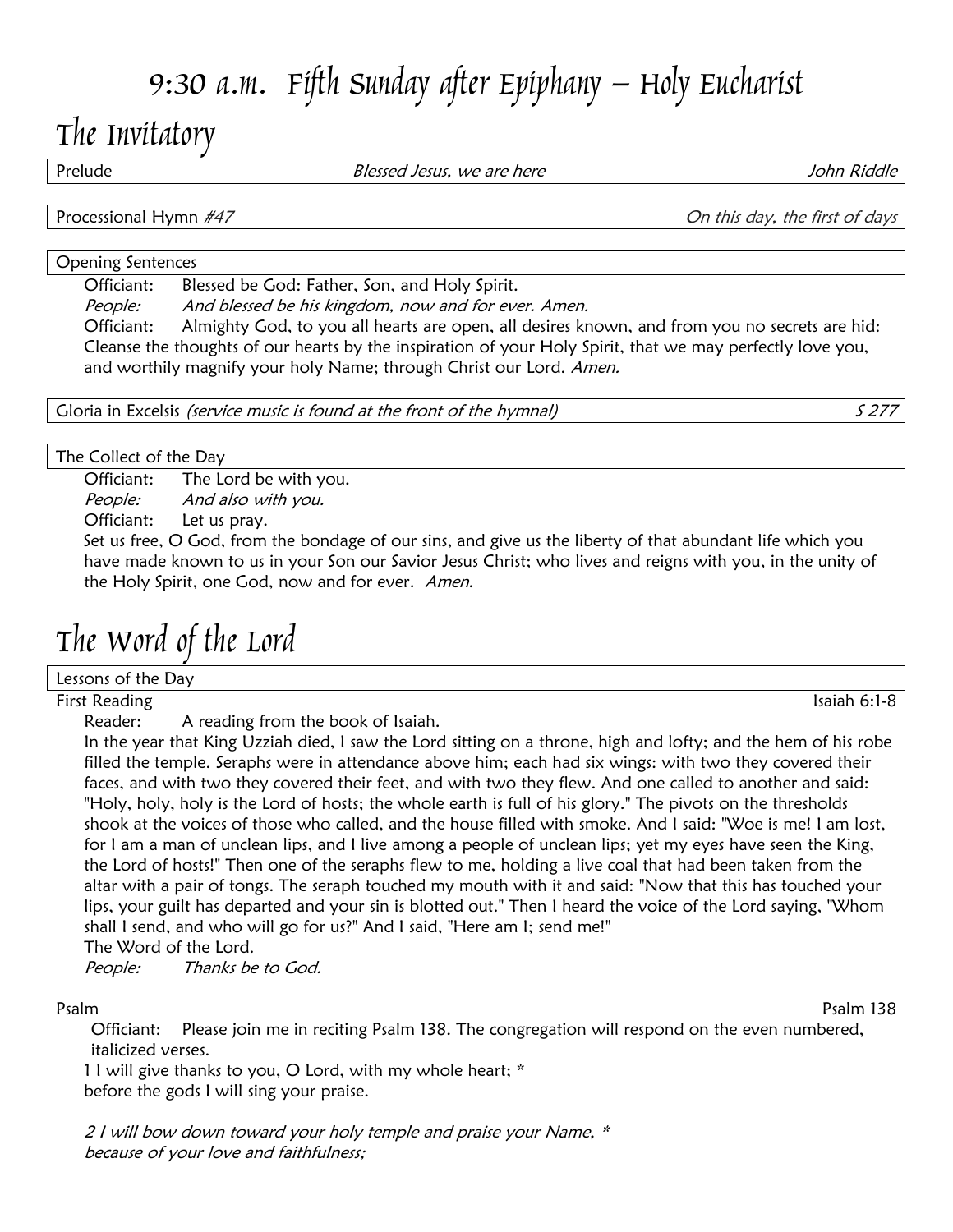# 9:30 a.m. Fifth Sunday after Epiphany – Holy Eucharist

## The Invitatory

Prelude *Blessed Jesus, we are here* *John Riddle*

Processional Hymn *#47* *On this day, the first of days*

Opening Sentences

Officiant: Blessed be God: Father, Son, and Holy Spirit.
*People: And blessed be his kingdom, now and for ever. Amen.*
Officiant: Almighty God, to you all hearts are open, all desires known, and from you no secrets are hid: Cleanse the thoughts of our hearts by the inspiration of your Holy Spirit, that we may perfectly love you, and worthily magnify your holy Name; through Christ our Lord. *Amen.*

Gloria in Excelsis *(service music is found at the front of the hymnal)* *S 277*

The Collect of the Day

Officiant: The Lord be with you.
*People: And also with you.*
Officiant: Let us pray.
Set us free, O God, from the bondage of our sins, and give us the liberty of that abundant life which you have made known to us in your Son our Savior Jesus Christ; who lives and reigns with you, in the unity of the Holy Spirit, one God, now and for ever. *Amen.*

## The Word of the Lord

Lessons of the Day

First Reading Isaiah 6:1-8

Reader: A reading from the book of Isaiah.
In the year that King Uzziah died, I saw the Lord sitting on a throne, high and lofty; and the hem of his robe filled the temple. Seraphs were in attendance above him; each had six wings: with two they covered their faces, and with two they covered their feet, and with two they flew. And one called to another and said: "Holy, holy, holy is the Lord of hosts; the whole earth is full of his glory." The pivots on the thresholds shook at the voices of those who called, and the house filled with smoke. And I said: "Woe is me! I am lost, for I am a man of unclean lips, and I live among a people of unclean lips; yet my eyes have seen the King, the Lord of hosts!" Then one of the seraphs flew to me, holding a live coal that had been taken from the altar with a pair of tongs. The seraph touched my mouth with it and said: "Now that this has touched your lips, your guilt has departed and your sin is blotted out." Then I heard the voice of the Lord saying, "Whom shall I send, and who will go for us?" And I said, "Here am I; send me!"
The Word of the Lord.
*People: Thanks be to God.*

Psalm Psalm 138

Officiant: Please join me in reciting Psalm 138. The congregation will respond on the even numbered, italicized verses.

1 I will give thanks to you, O Lord, with my whole heart; *
before the gods I will sing your praise.

*2 I will bow down toward your holy temple and praise your Name, **
*because of your love and faithfulness;*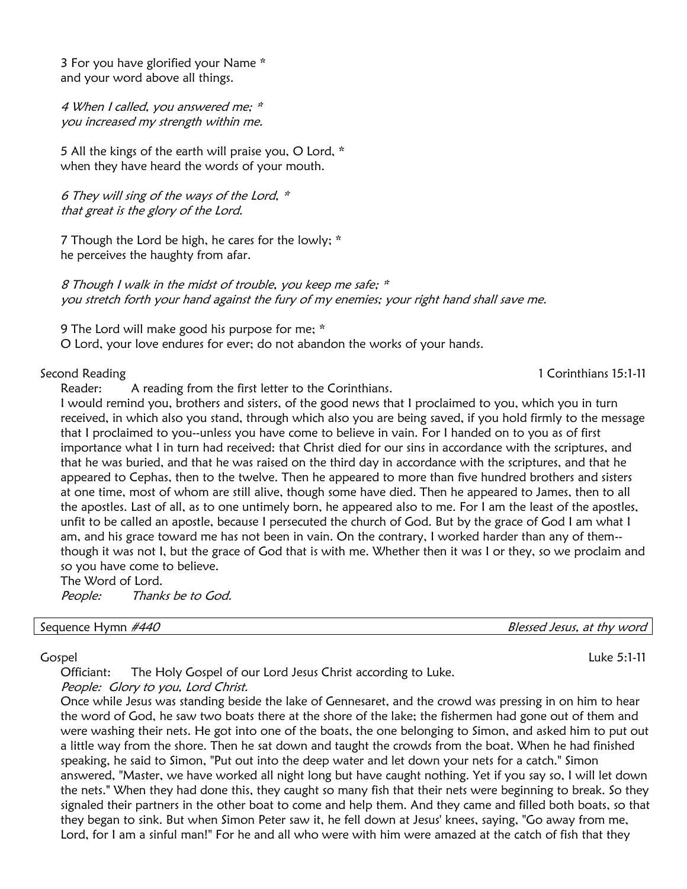3 For you have glorified your Name *
and your word above all things.

*4 When I called, you answered me; *
you increased my strength within me.*

5 All the kings of the earth will praise you, O Lord, *
when they have heard the words of your mouth.

*6 They will sing of the ways of the Lord, *
that great is the glory of the Lord.*

7 Though the Lord be high, he cares for the lowly; *
he perceives the haughty from afar.

*8 Though I walk in the midst of trouble, you keep me safe; *
you stretch forth your hand against the fury of my enemies; your right hand shall save me.*

9 The Lord will make good his purpose for me; *
O Lord, your love endures for ever; do not abandon the works of your hands.

Second Reading 1 Corinthians 15:1-11

Reader: A reading from the first letter to the Corinthians.

I would remind you, brothers and sisters, of the good news that I proclaimed to you, which you in turn received, in which also you stand, through which also you are being saved, if you hold firmly to the message that I proclaimed to you--unless you have come to believe in vain. For I handed on to you as of first importance what I in turn had received: that Christ died for our sins in accordance with the scriptures, and that he was buried, and that he was raised on the third day in accordance with the scriptures, and that he appeared to Cephas, then to the twelve. Then he appeared to more than five hundred brothers and sisters at one time, most of whom are still alive, though some have died. Then he appeared to James, then to all the apostles. Last of all, as to one untimely born, he appeared also to me. For I am the least of the apostles, unfit to be called an apostle, because I persecuted the church of God. But by the grace of God I am what I am, and his grace toward me has not been in vain. On the contrary, I worked harder than any of them--though it was not I, but the grace of God that is with me. Whether then it was I or they, so we proclaim and so you have come to believe.

The Word of Lord.

*People: Thanks be to God.*

Sequence Hymn *#440* *Blessed Jesus, at thy word*

Gospel Luke 5:1-11

Officiant: The Holy Gospel of our Lord Jesus Christ according to Luke.

*People: Glory to you, Lord Christ.*

Once while Jesus was standing beside the lake of Gennesaret, and the crowd was pressing in on him to hear the word of God, he saw two boats there at the shore of the lake; the fishermen had gone out of them and were washing their nets. He got into one of the boats, the one belonging to Simon, and asked him to put out a little way from the shore. Then he sat down and taught the crowds from the boat. When he had finished speaking, he said to Simon, "Put out into the deep water and let down your nets for a catch." Simon answered, "Master, we have worked all night long but have caught nothing. Yet if you say so, I will let down the nets." When they had done this, they caught so many fish that their nets were beginning to break. So they signaled their partners in the other boat to come and help them. And they came and filled both boats, so that they began to sink. But when Simon Peter saw it, he fell down at Jesus' knees, saying, "Go away from me, Lord, for I am a sinful man!" For he and all who were with him were amazed at the catch of fish that they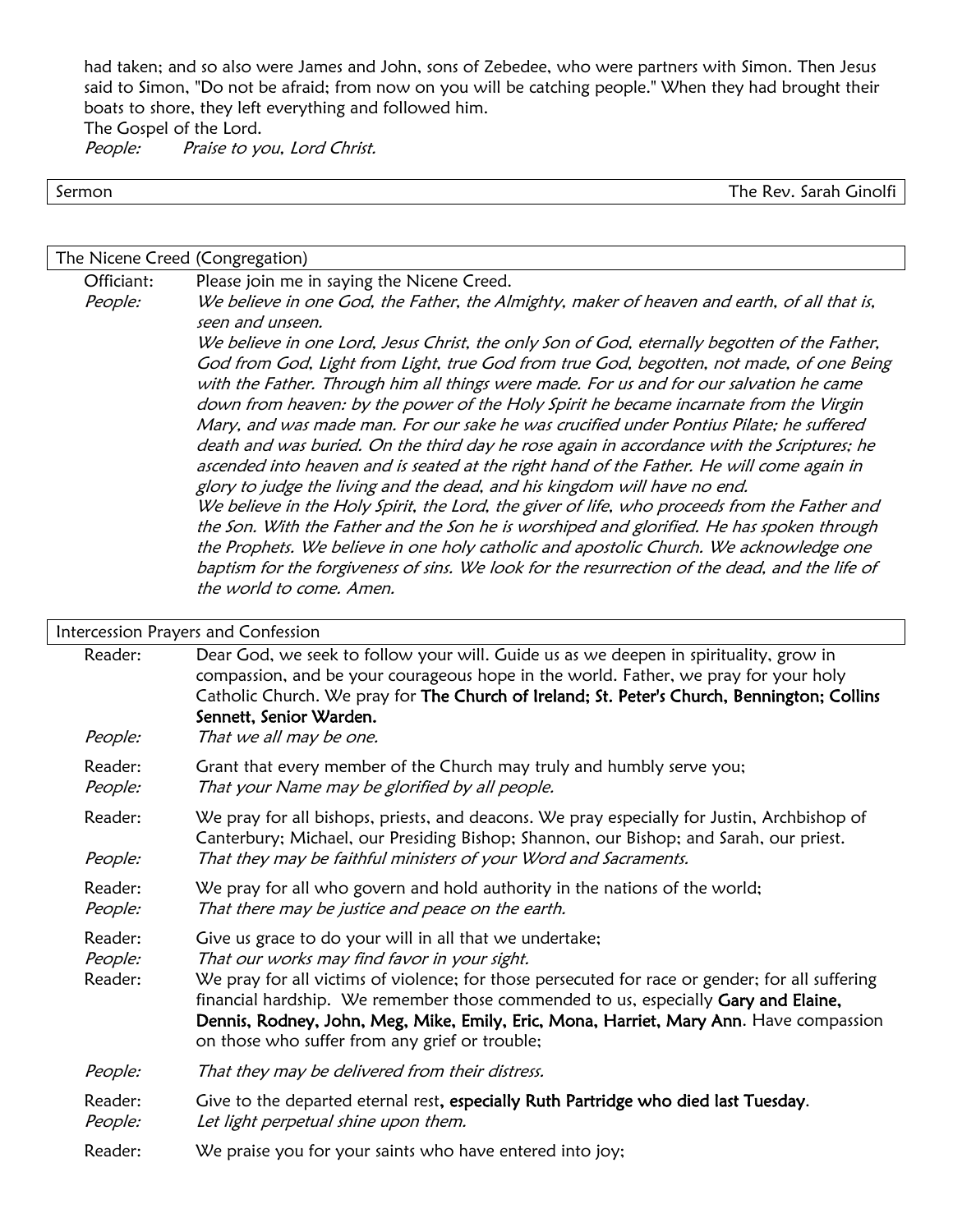had taken; and so also were James and John, sons of Zebedee, who were partners with Simon. Then Jesus said to Simon, "Do not be afraid; from now on you will be catching people." When they had brought their boats to shore, they left everything and followed him.
The Gospel of the Lord.
*People:* *Praise to you, Lord Christ.*

Sermon — The Rev. Sarah Ginolfi

The Nicene Creed (Congregation)

Officiant: Please join me in saying the Nicene Creed.
*People:* *We believe in one God, the Father, the Almighty, maker of heaven and earth, of all that is, seen and unseen.*
*We believe in one Lord, Jesus Christ, the only Son of God, eternally begotten of the Father, God from God, Light from Light, true God from true God, begotten, not made, of one Being with the Father. Through him all things were made. For us and for our salvation he came down from heaven: by the power of the Holy Spirit he became incarnate from the Virgin Mary, and was made man. For our sake he was crucified under Pontius Pilate; he suffered death and was buried. On the third day he rose again in accordance with the Scriptures; he ascended into heaven and is seated at the right hand of the Father. He will come again in glory to judge the living and the dead, and his kingdom will have no end.*
*We believe in the Holy Spirit, the Lord, the giver of life, who proceeds from the Father and the Son. With the Father and the Son he is worshiped and glorified. He has spoken through the Prophets. We believe in one holy catholic and apostolic Church. We acknowledge one baptism for the forgiveness of sins. We look for the resurrection of the dead, and the life of the world to come. Amen.*

Intercession Prayers and Confession

Reader: Dear God, we seek to follow your will. Guide us as we deepen in spirituality, grow in compassion, and be your courageous hope in the world. Father, we pray for your holy Catholic Church. We pray for **The Church of Ireland; St. Peter's Church, Bennington; Collins Sennett, Senior Warden.**
*People:* *That we all may be one.*

Reader: Grant that every member of the Church may truly and humbly serve you;
*People:* *That your Name may be glorified by all people.*

Reader: We pray for all bishops, priests, and deacons. We pray especially for Justin, Archbishop of Canterbury; Michael, our Presiding Bishop; Shannon, our Bishop; and Sarah, our priest.
*People:* *That they may be faithful ministers of your Word and Sacraments.*

Reader: We pray for all who govern and hold authority in the nations of the world;
*People:* *That there may be justice and peace on the earth.*

Reader: Give us grace to do your will in all that we undertake;
*People:* *That our works may find favor in your sight.*
Reader: We pray for all victims of violence; for those persecuted for race or gender; for all suffering financial hardship. We remember those commended to us, especially **Gary and Elaine, Dennis, Rodney, John, Meg, Mike, Emily, Eric, Mona, Harriet, Mary Ann**. Have compassion on those who suffer from any grief or trouble;
*People:* *That they may be delivered from their distress.*

Reader: Give to the departed eternal rest**, especially Ruth Partridge who died last Tuesday**.
*People:* *Let light perpetual shine upon them.*

Reader: We praise you for your saints who have entered into joy;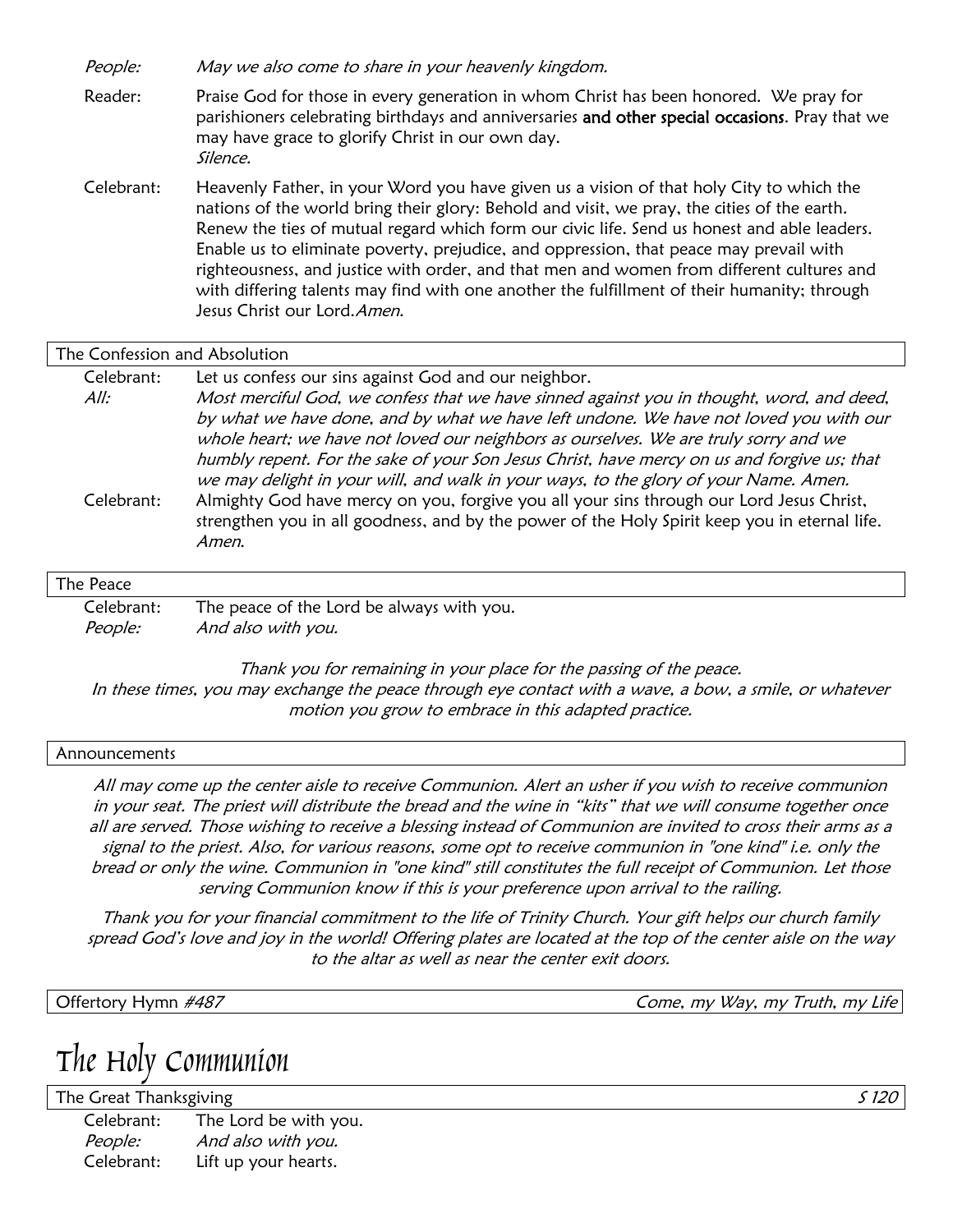*People:* *May we also come to share in your heavenly kingdom.*

Reader: Praise God for those in every generation in whom Christ has been honored. We pray for parishioners celebrating birthdays and anniversaries **and other special occasions**. Pray that we may have grace to glorify Christ in our own day.
*Silence.*

Celebrant: Heavenly Father, in your Word you have given us a vision of that holy City to which the nations of the world bring their glory: Behold and visit, we pray, the cities of the earth. Renew the ties of mutual regard which form our civic life. Send us honest and able leaders. Enable us to eliminate poverty, prejudice, and oppression, that peace may prevail with righteousness, and justice with order, and that men and women from different cultures and with differing talents may find with one another the fulfillment of their humanity; through Jesus Christ our Lord.*Amen.*

### The Confession and Absolution

Celebrant: Let us confess our sins against God and our neighbor.
*All:* *Most merciful God, we confess that we have sinned against you in thought, word, and deed, by what we have done, and by what we have left undone. We have not loved you with our whole heart; we have not loved our neighbors as ourselves. We are truly sorry and we humbly repent. For the sake of your Son Jesus Christ, have mercy on us and forgive us; that we may delight in your will, and walk in your ways, to the glory of your Name. Amen.*
Celebrant: Almighty God have mercy on you, forgive you all your sins through our Lord Jesus Christ, strengthen you in all goodness, and by the power of the Holy Spirit keep you in eternal life. *Amen.*

### The Peace

Celebrant: The peace of the Lord be always with you.
*People:* *And also with you.*

*Thank you for remaining in your place for the passing of the peace.*
*In these times, you may exchange the peace through eye contact with a wave, a bow, a smile, or whatever motion you grow to embrace in this adapted practice.*

### Announcements

*All may come up the center aisle to receive Communion. Alert an usher if you wish to receive communion in your seat. The priest will distribute the bread and the wine in "kits" that we will consume together once all are served. Those wishing to receive a blessing instead of Communion are invited to cross their arms as a signal to the priest. Also, for various reasons, some opt to receive communion in "one kind" i.e. only the bread or only the wine. Communion in "one kind" still constitutes the full receipt of Communion. Let those serving Communion know if this is your preference upon arrival to the railing.*

*Thank you for your financial commitment to the life of Trinity Church. Your gift helps our church family spread God's love and joy in the world! Offering plates are located at the top of the center aisle on the way to the altar as well as near the center exit doors.*

### Offertory Hymn *#487* — *Come, my Way, my Truth, my Life*

# The Holy Communion

### The Great Thanksgiving — *S 120*

Celebrant: The Lord be with you.
*People:* *And also with you.*
Celebrant: Lift up your hearts.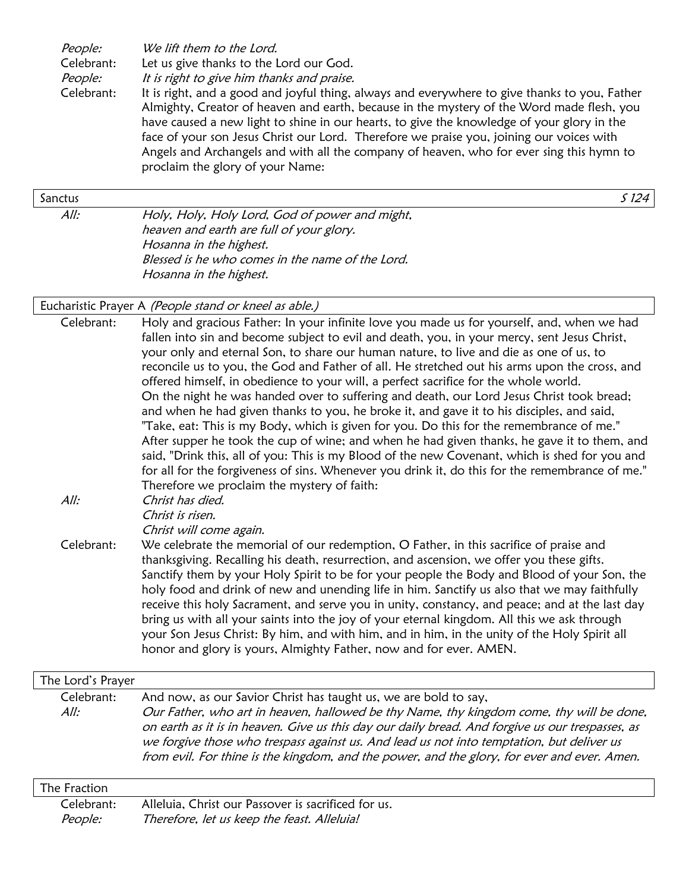*People:* *We lift them to the Lord.*
Celebrant: Let us give thanks to the Lord our God.
*People:* *It is right to give him thanks and praise.*
Celebrant: It is right, and a good and joyful thing, always and everywhere to give thanks to you, Father Almighty, Creator of heaven and earth, because in the mystery of the Word made flesh, you have caused a new light to shine in our hearts, to give the knowledge of your glory in the face of your son Jesus Christ our Lord. Therefore we praise you, joining our voices with Angels and Archangels and with all the company of heaven, who for ever sing this hymn to proclaim the glory of your Name:

## Sanctus — S 124

*All:* *Holy, Holy, Holy Lord, God of power and might,*
*heaven and earth are full of your glory.*
*Hosanna in the highest.*
*Blessed is he who comes in the name of the Lord.*
*Hosanna in the highest.*

## Eucharistic Prayer A *(People stand or kneel as able.)*

Celebrant: Holy and gracious Father: In your infinite love you made us for yourself, and, when we had fallen into sin and become subject to evil and death, you, in your mercy, sent Jesus Christ, your only and eternal Son, to share our human nature, to live and die as one of us, to reconcile us to you, the God and Father of all. He stretched out his arms upon the cross, and offered himself, in obedience to your will, a perfect sacrifice for the whole world.
On the night he was handed over to suffering and death, our Lord Jesus Christ took bread; and when he had given thanks to you, he broke it, and gave it to his disciples, and said, "Take, eat: This is my Body, which is given for you. Do this for the remembrance of me."
After supper he took the cup of wine; and when he had given thanks, he gave it to them, and said, "Drink this, all of you: This is my Blood of the new Covenant, which is shed for you and for all for the forgiveness of sins. Whenever you drink it, do this for the remembrance of me."
Therefore we proclaim the mystery of faith:
*All:* *Christ has died.*
*Christ is risen.*
*Christ will come again.*
Celebrant: We celebrate the memorial of our redemption, O Father, in this sacrifice of praise and thanksgiving. Recalling his death, resurrection, and ascension, we offer you these gifts. Sanctify them by your Holy Spirit to be for your people the Body and Blood of your Son, the holy food and drink of new and unending life in him. Sanctify us also that we may faithfully receive this holy Sacrament, and serve you in unity, constancy, and peace; and at the last day bring us with all your saints into the joy of your eternal kingdom. All this we ask through your Son Jesus Christ: By him, and with him, and in him, in the unity of the Holy Spirit all honor and glory is yours, Almighty Father, now and for ever. AMEN.

## The Lord's Prayer

Celebrant: And now, as our Savior Christ has taught us, we are bold to say,
*All:* *Our Father, who art in heaven, hallowed be thy Name, thy kingdom come, thy will be done, on earth as it is in heaven. Give us this day our daily bread. And forgive us our trespasses, as we forgive those who trespass against us. And lead us not into temptation, but deliver us from evil. For thine is the kingdom, and the power, and the glory, for ever and ever. Amen.*

## The Fraction

Celebrant: Alleluia, Christ our Passover is sacrificed for us.
*People:* *Therefore, let us keep the feast. Alleluia!*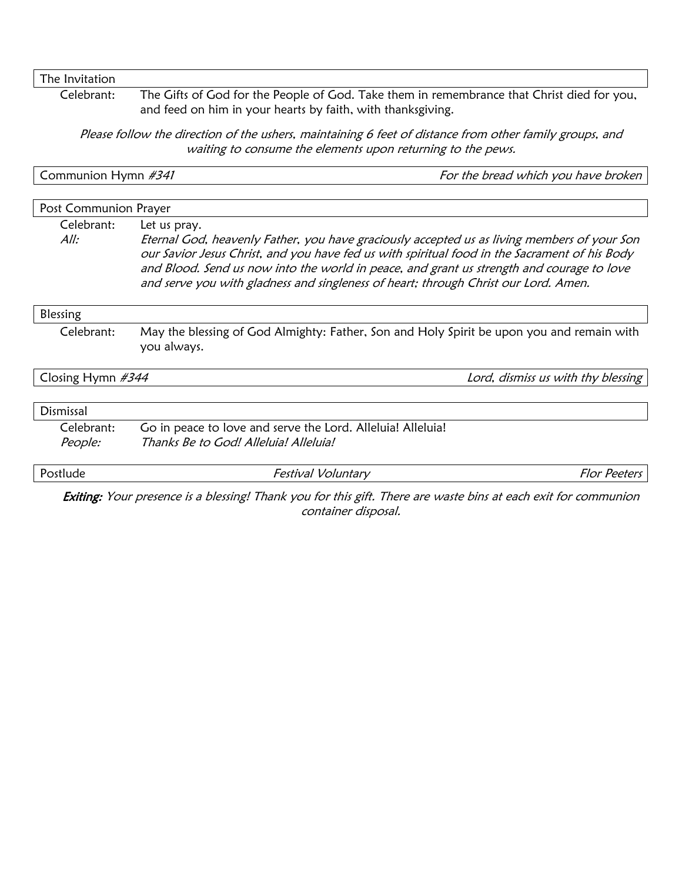## The Invitation

Celebrant: The Gifts of God for the People of God. Take them in remembrance that Christ died for you, and feed on him in your hearts by faith, with thanksgiving.

*Please follow the direction of the ushers, maintaining 6 feet of distance from other family groups, and waiting to consume the elements upon returning to the pews.*

## Communion Hymn *#341* — *For the bread which you have broken*

## Post Communion Prayer

Celebrant: Let us pray.

*All:* *Eternal God, heavenly Father, you have graciously accepted us as living members of your Son our Savior Jesus Christ, and you have fed us with spiritual food in the Sacrament of his Body and Blood. Send us now into the world in peace, and grant us strength and courage to love and serve you with gladness and singleness of heart; through Christ our Lord. Amen.*

## Blessing

Celebrant: May the blessing of God Almighty: Father, Son and Holy Spirit be upon you and remain with you always.

## Closing Hymn *#344* — *Lord, dismiss us with thy blessing*

## Dismissal

Celebrant: Go in peace to love and serve the Lord. Alleluia! Alleluia!

*People:* *Thanks Be to God! Alleluia! Alleluia!*

## Postlude — *Festival Voluntary* — *Flor Peeters*

***Exiting:*** *Your presence is a blessing! Thank you for this gift. There are waste bins at each exit for communion container disposal.*